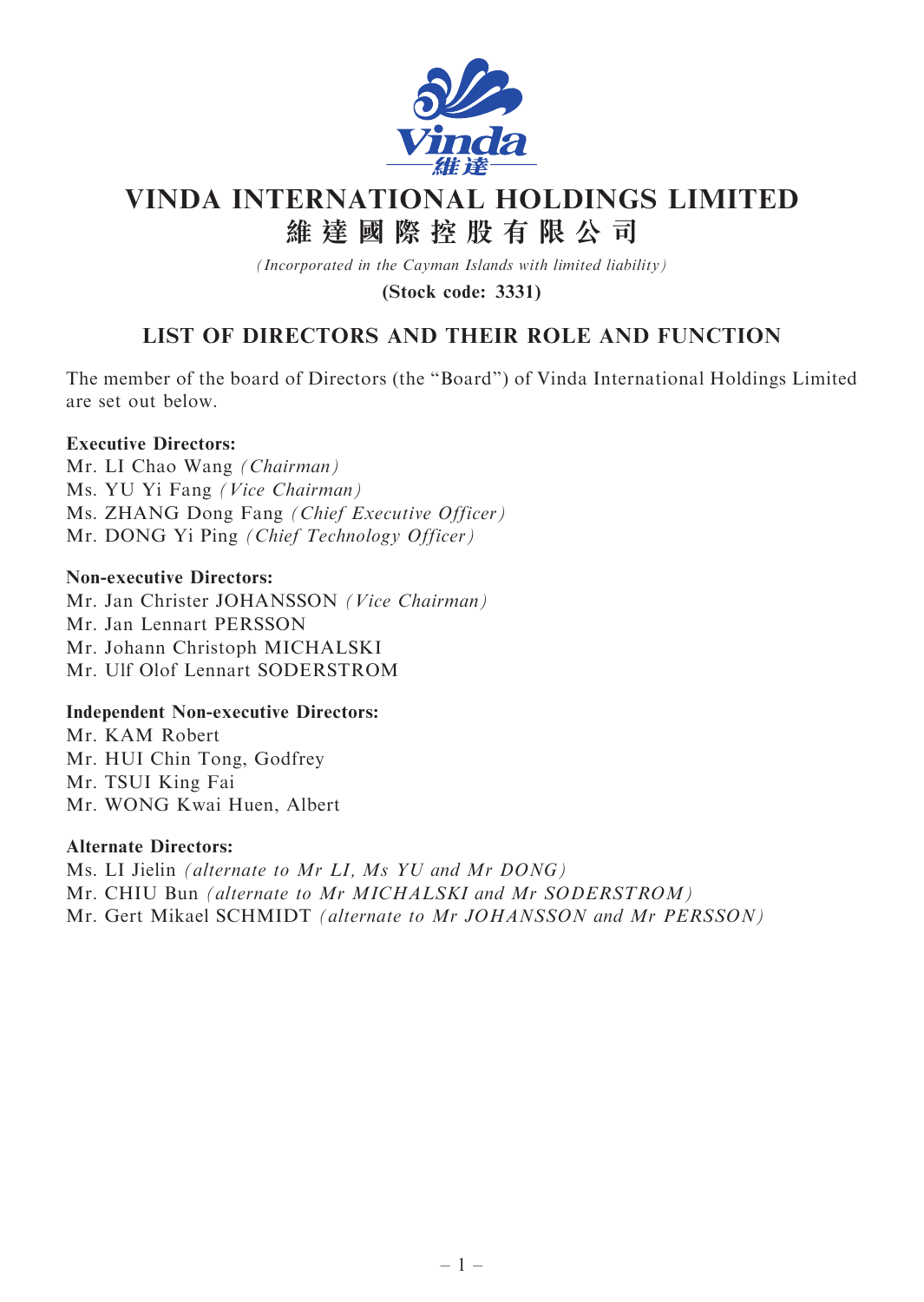# VINDA INTERNATIONAL HOLDINGS LIMITED

# 維 達 國 際 控 股 有 限 公 司

*(Incorporated in the Cayman Islands with limited liability)*

**(Stock code: 3331)**

## LIST OF DIRECTORS AND THEIR ROLE AND FUNCTION

The member of the board of Directors (the "Board") of Vinda International Holdings Limited are set out below.

**Executive Directors:**

Mr. LI Chao Wang *(Chairman)*
Ms. YU Yi Fang *(Vice Chairman)*
Ms. ZHANG Dong Fang *(Chief Executive Officer)*
Mr. DONG Yi Ping *(Chief Technology Officer)*

**Non-executive Directors:**

Mr. Jan Christer JOHANSSON *(Vice Chairman)*
Mr. Jan Lennart PERSSON
Mr. Johann Christoph MICHALSKI
Mr. Ulf Olof Lennart SODERSTROM

**Independent Non-executive Directors:**

Mr. KAM Robert
Mr. HUI Chin Tong, Godfrey
Mr. TSUI King Fai
Mr. WONG Kwai Huen, Albert

**Alternate Directors:**

Ms. LI Jielin *(alternate to Mr LI, Ms YU and Mr DONG)*
Mr. CHIU Bun *(alternate to Mr MICHALSKI and Mr SODERSTROM)*
Mr. Gert Mikael SCHMIDT *(alternate to Mr JOHANSSON and Mr PERSSON)*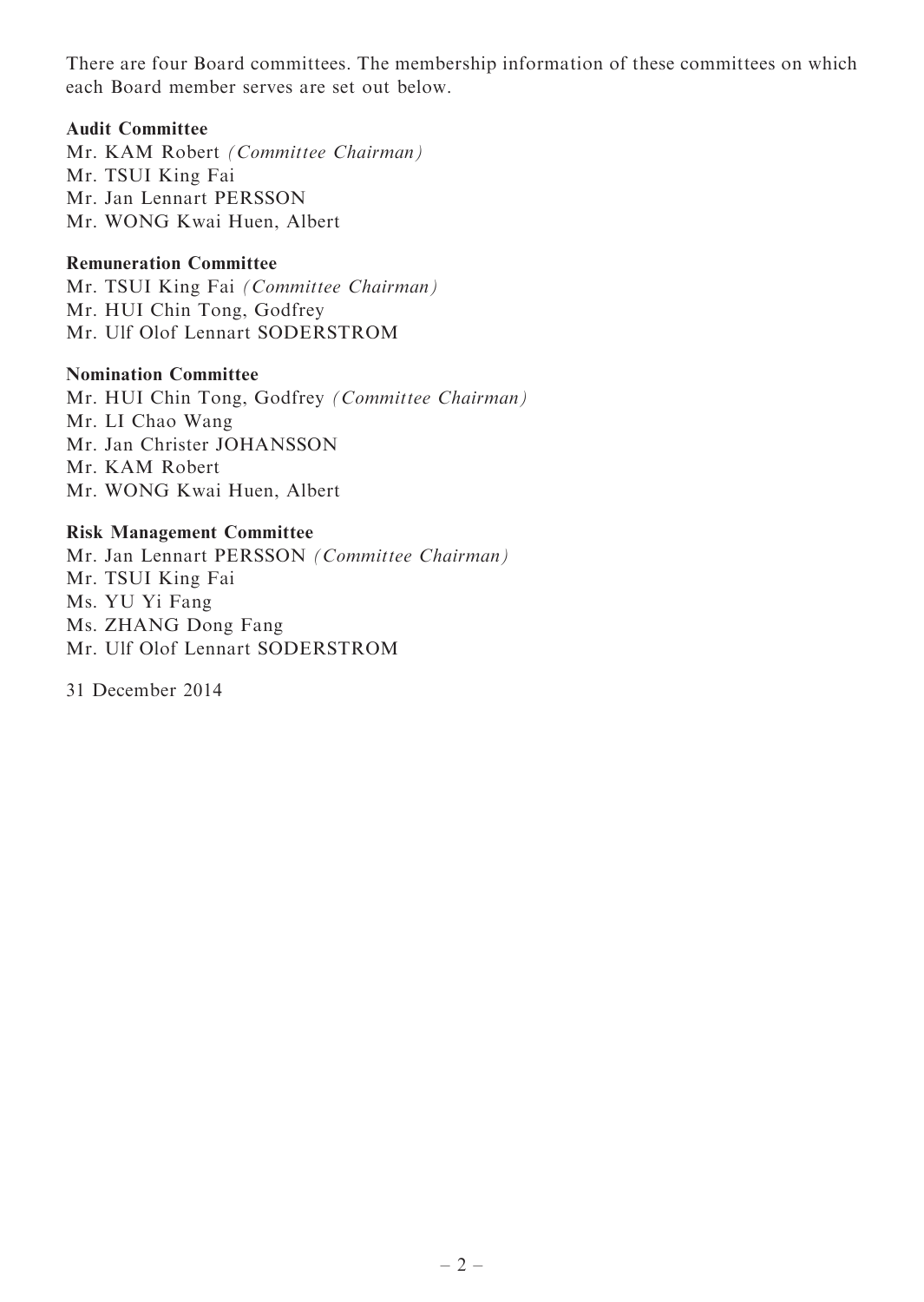There are four Board committees. The membership information of these committees on which each Board member serves are set out below.

**Audit Committee**

Mr. KAM Robert *(Committee Chairman)*
Mr. TSUI King Fai
Mr. Jan Lennart PERSSON
Mr. WONG Kwai Huen, Albert

**Remuneration Committee**

Mr. TSUI King Fai *(Committee Chairman)*
Mr. HUI Chin Tong, Godfrey
Mr. Ulf Olof Lennart SODERSTROM

**Nomination Committee**

Mr. HUI Chin Tong, Godfrey *(Committee Chairman)*
Mr. LI Chao Wang
Mr. Jan Christer JOHANSSON
Mr. KAM Robert
Mr. WONG Kwai Huen, Albert

**Risk Management Committee**

Mr. Jan Lennart PERSSON *(Committee Chairman)*
Mr. TSUI King Fai
Ms. YU Yi Fang
Ms. ZHANG Dong Fang
Mr. Ulf Olof Lennart SODERSTROM

31 December 2014